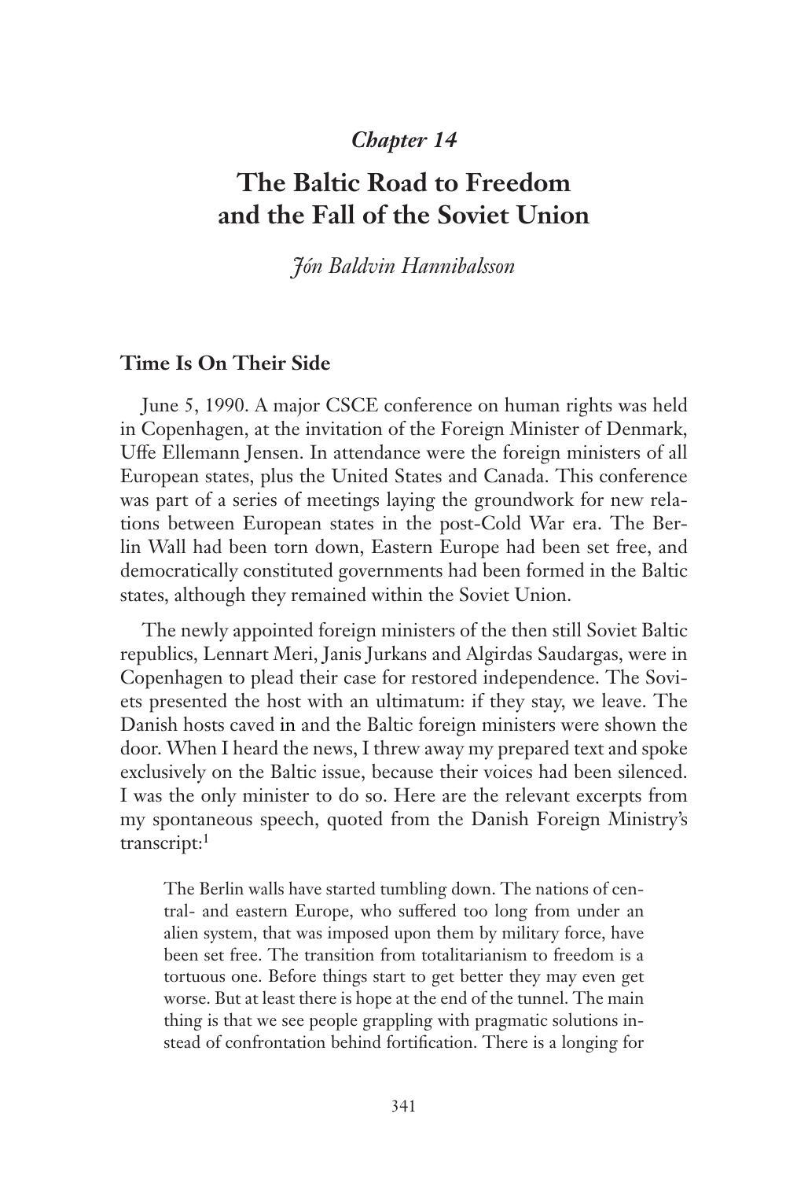## *Chapter 14*

# The Baltic Road to Freedom and the Fall of the Soviet Union

*Jón Baldvin Hannibalsson*

### Time Is On Their Side

June 5, 1990. A major CSCE conference on human rights was held in Copenhagen, at the invitation of the Foreign Minister of Denmark, Uffe Ellemann Jensen. In attendance were the foreign ministers of all European states, plus the United States and Canada. This conference was part of a series of meetings laying the groundwork for new relations between European states in the post-Cold War era. The Berlin Wall had been torn down, Eastern Europe had been set free, and democratically constituted governments had been formed in the Baltic states, although they remained within the Soviet Union.

The newly appointed foreign ministers of the then still Soviet Baltic republics, Lennart Meri, Janis Jurkans and Algirdas Saudargas, were in Copenhagen to plead their case for restored independence. The Soviets presented the host with an ultimatum: if they stay, we leave. The Danish hosts caved in and the Baltic foreign ministers were shown the door. When I heard the news, I threw away my prepared text and spoke exclusively on the Baltic issue, because their voices had been silenced. I was the only minister to do so. Here are the relevant excerpts from my spontaneous speech, quoted from the Danish Foreign Ministry's transcript:[1]

> The Berlin walls have started tumbling down. The nations of central- and eastern Europe, who suffered too long from under an alien system, that was imposed upon them by military force, have been set free. The transition from totalitarianism to freedom is a tortuous one. Before things start to get better they may even get worse. But at least there is hope at the end of the tunnel. The main thing is that we see people grappling with pragmatic solutions instead of confrontation behind fortification. There is a longing for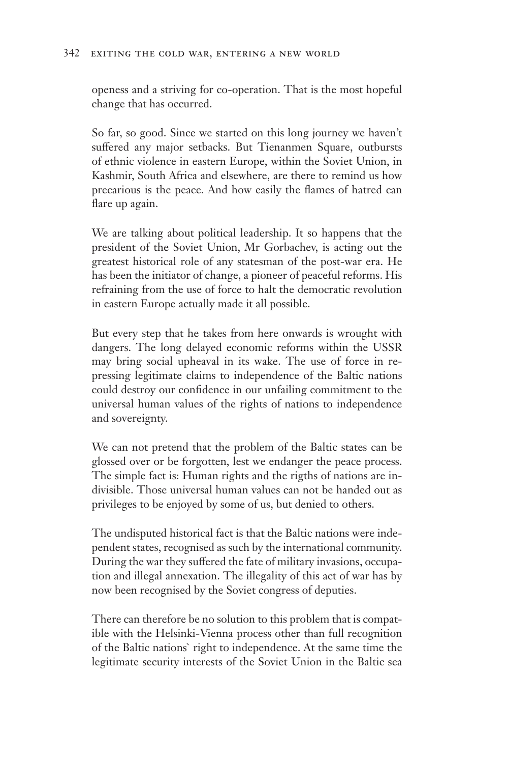openess and a striving for co-operation. That is the most hopeful change that has occurred.

So far, so good. Since we started on this long journey we haven't suffered any major setbacks. But Tienanmen Square, outbursts of ethnic violence in eastern Europe, within the Soviet Union, in Kashmir, South Africa and elsewhere, are there to remind us how precarious is the peace. And how easily the flames of hatred can flare up again.

We are talking about political leadership. It so happens that the president of the Soviet Union, Mr Gorbachev, is acting out the greatest historical role of any statesman of the post-war era. He has been the initiator of change, a pioneer of peaceful reforms. His refraining from the use of force to halt the democratic revolution in eastern Europe actually made it all possible.

But every step that he takes from here onwards is wrought with dangers. The long delayed economic reforms within the USSR may bring social upheaval in its wake. The use of force in repressing legitimate claims to independence of the Baltic nations could destroy our confidence in our unfailing commitment to the universal human values of the rights of nations to independence and sovereignty.

We can not pretend that the problem of the Baltic states can be glossed over or be forgotten, lest we endanger the peace process. The simple fact is: Human rights and the rigths of nations are indivisible. Those universal human values can not be handed out as privileges to be enjoyed by some of us, but denied to others.

The undisputed historical fact is that the Baltic nations were independent states, recognised as such by the international community. During the war they suffered the fate of military invasions, occupation and illegal annexation. The illegality of this act of war has by now been recognised by the Soviet congress of deputies.

There can therefore be no solution to this problem that is compatible with the Helsinki-Vienna process other than full recognition of the Baltic nations` right to independence. At the same time the legitimate security interests of the Soviet Union in the Baltic sea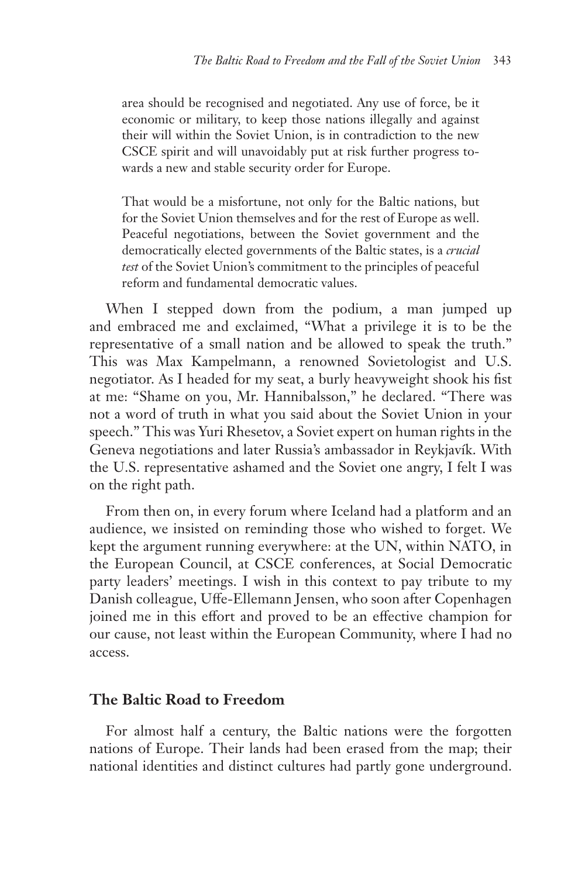> area should be recognised and negotiated. Any use of force, be it economic or military, to keep those nations illegally and against their will within the Soviet Union, is in contradiction to the new CSCE spirit and will unavoidably put at risk further progress towards a new and stable security order for Europe.
>
> That would be a misfortune, not only for the Baltic nations, but for the Soviet Union themselves and for the rest of Europe as well. Peaceful negotiations, between the Soviet government and the democratically elected governments of the Baltic states, is a *crucial test* of the Soviet Union's commitment to the principles of peaceful reform and fundamental democratic values.

When I stepped down from the podium, a man jumped up and embraced me and exclaimed, "What a privilege it is to be the representative of a small nation and be allowed to speak the truth." This was Max Kampelmann, a renowned Sovietologist and U.S. negotiator. As I headed for my seat, a burly heavyweight shook his fist at me: "Shame on you, Mr. Hannibalsson," he declared. "There was not a word of truth in what you said about the Soviet Union in your speech." This was Yuri Rhesetov, a Soviet expert on human rights in the Geneva negotiations and later Russia's ambassador in Reykjavík. With the U.S. representative ashamed and the Soviet one angry, I felt I was on the right path.

From then on, in every forum where Iceland had a platform and an audience, we insisted on reminding those who wished to forget. We kept the argument running everywhere: at the UN, within NATO, in the European Council, at CSCE conferences, at Social Democratic party leaders' meetings. I wish in this context to pay tribute to my Danish colleague, Uffe-Ellemann Jensen, who soon after Copenhagen joined me in this effort and proved to be an effective champion for our cause, not least within the European Community, where I had no access.

## The Baltic Road to Freedom

For almost half a century, the Baltic nations were the forgotten nations of Europe. Their lands had been erased from the map; their national identities and distinct cultures had partly gone underground.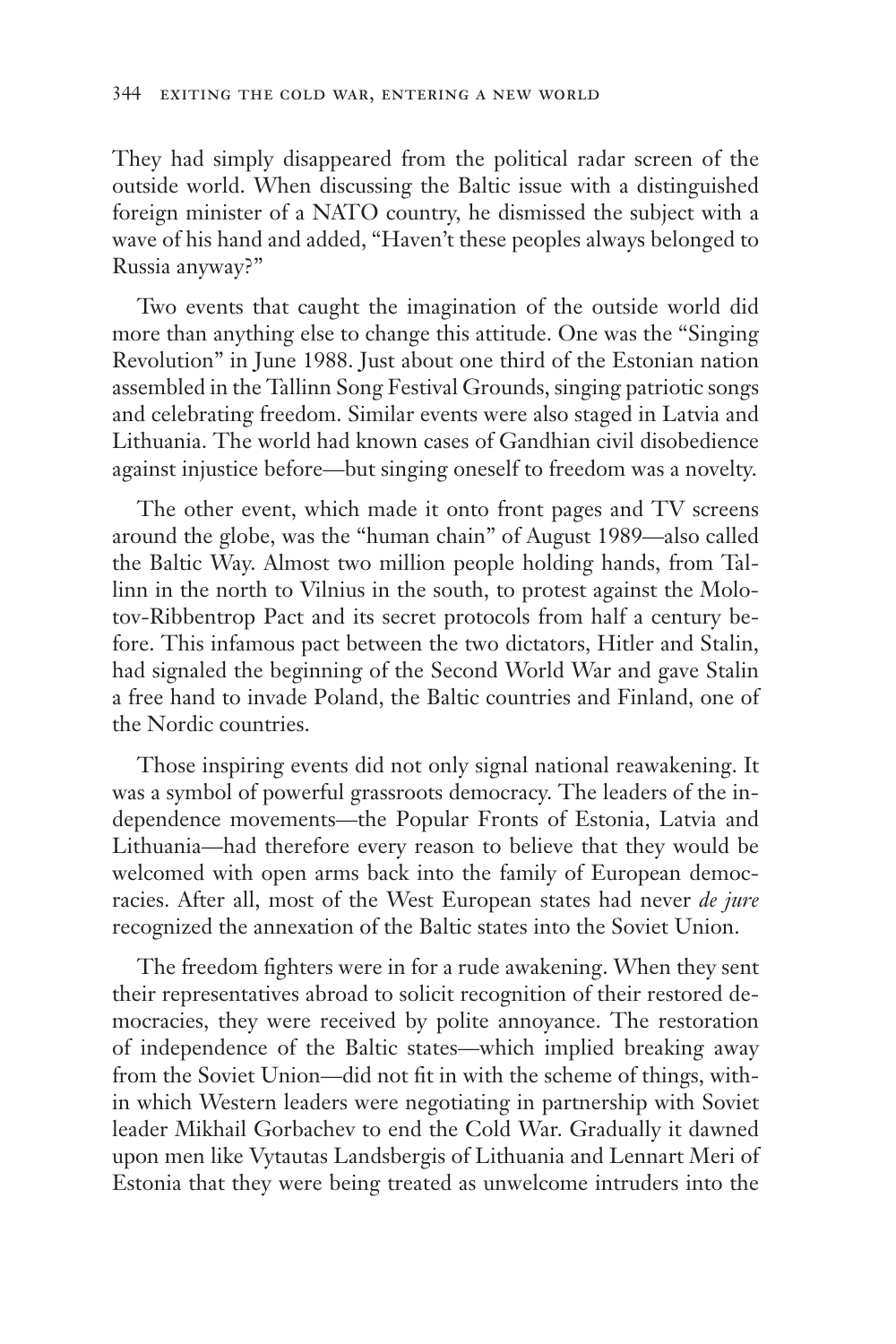They had simply disappeared from the political radar screen of the outside world. When discussing the Baltic issue with a distinguished foreign minister of a NATO country, he dismissed the subject with a wave of his hand and added, "Haven't these peoples always belonged to Russia anyway?"

Two events that caught the imagination of the outside world did more than anything else to change this attitude. One was the "Singing Revolution" in June 1988. Just about one third of the Estonian nation assembled in the Tallinn Song Festival Grounds, singing patriotic songs and celebrating freedom. Similar events were also staged in Latvia and Lithuania. The world had known cases of Gandhian civil disobedience against injustice before—but singing oneself to freedom was a novelty.

The other event, which made it onto front pages and TV screens around the globe, was the "human chain" of August 1989—also called the Baltic Way. Almost two million people holding hands, from Tallinn in the north to Vilnius in the south, to protest against the Molotov-Ribbentrop Pact and its secret protocols from half a century before. This infamous pact between the two dictators, Hitler and Stalin, had signaled the beginning of the Second World War and gave Stalin a free hand to invade Poland, the Baltic countries and Finland, one of the Nordic countries.

Those inspiring events did not only signal national reawakening. It was a symbol of powerful grassroots democracy. The leaders of the independence movements—the Popular Fronts of Estonia, Latvia and Lithuania—had therefore every reason to believe that they would be welcomed with open arms back into the family of European democracies. After all, most of the West European states had never *de jure* recognized the annexation of the Baltic states into the Soviet Union.

The freedom fighters were in for a rude awakening. When they sent their representatives abroad to solicit recognition of their restored democracies, they were received by polite annoyance. The restoration of independence of the Baltic states—which implied breaking away from the Soviet Union—did not fit in with the scheme of things, within which Western leaders were negotiating in partnership with Soviet leader Mikhail Gorbachev to end the Cold War. Gradually it dawned upon men like Vytautas Landsbergis of Lithuania and Lennart Meri of Estonia that they were being treated as unwelcome intruders into the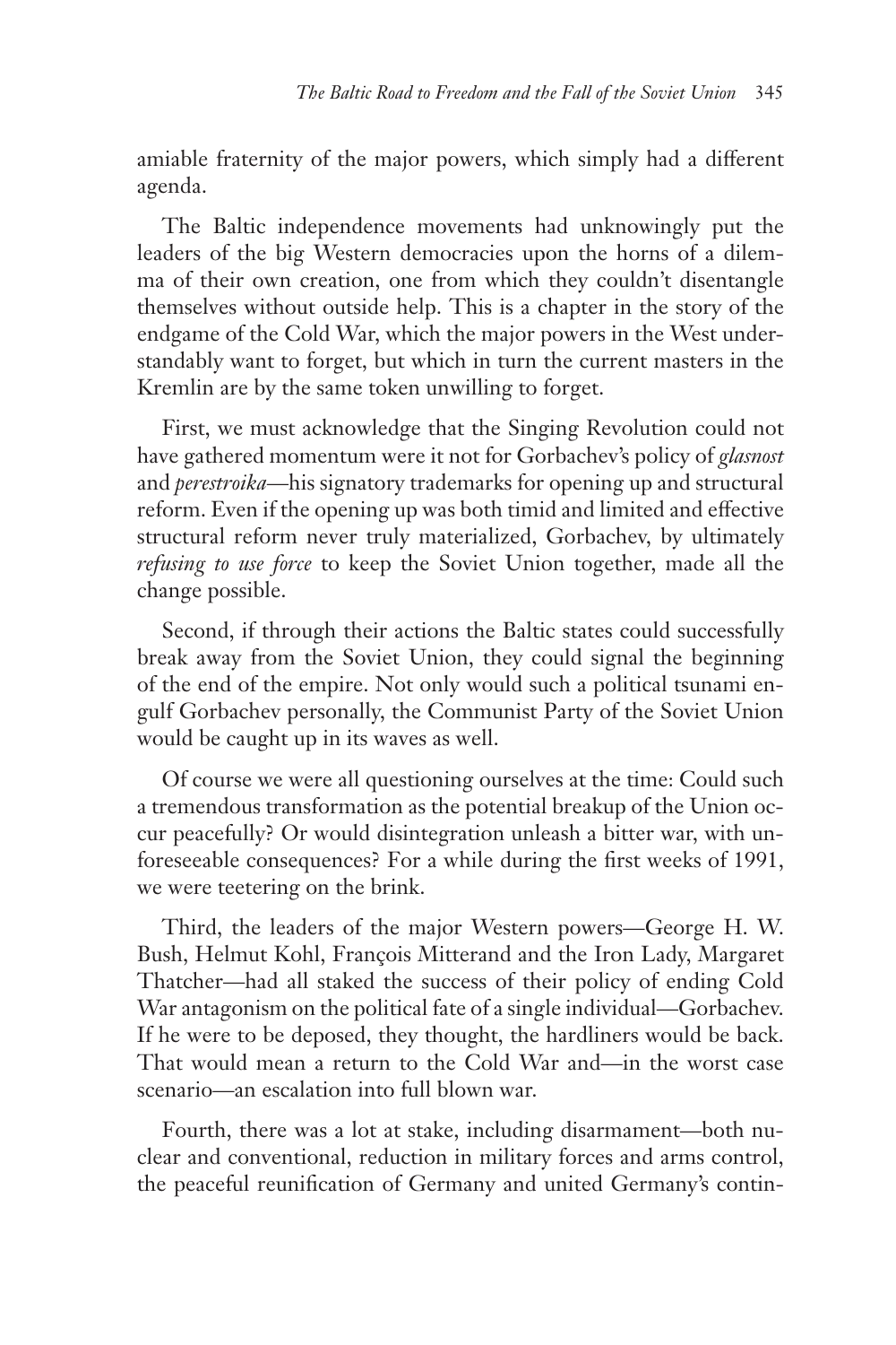amiable fraternity of the major powers, which simply had a different agenda.

The Baltic independence movements had unknowingly put the leaders of the big Western democracies upon the horns of a dilemma of their own creation, one from which they couldn't disentangle themselves without outside help. This is a chapter in the story of the endgame of the Cold War, which the major powers in the West understandably want to forget, but which in turn the current masters in the Kremlin are by the same token unwilling to forget.

First, we must acknowledge that the Singing Revolution could not have gathered momentum were it not for Gorbachev's policy of *glasnost* and *perestroika*—his signatory trademarks for opening up and structural reform. Even if the opening up was both timid and limited and effective structural reform never truly materialized, Gorbachev, by ultimately *refusing to use force* to keep the Soviet Union together, made all the change possible.

Second, if through their actions the Baltic states could successfully break away from the Soviet Union, they could signal the beginning of the end of the empire. Not only would such a political tsunami engulf Gorbachev personally, the Communist Party of the Soviet Union would be caught up in its waves as well.

Of course we were all questioning ourselves at the time: Could such a tremendous transformation as the potential breakup of the Union occur peacefully? Or would disintegration unleash a bitter war, with unforeseeable consequences? For a while during the first weeks of 1991, we were teetering on the brink.

Third, the leaders of the major Western powers—George H. W. Bush, Helmut Kohl, François Mitterand and the Iron Lady, Margaret Thatcher—had all staked the success of their policy of ending Cold War antagonism on the political fate of a single individual—Gorbachev. If he were to be deposed, they thought, the hardliners would be back. That would mean a return to the Cold War and—in the worst case scenario—an escalation into full blown war.

Fourth, there was a lot at stake, including disarmament—both nuclear and conventional, reduction in military forces and arms control, the peaceful reunification of Germany and united Germany's contin-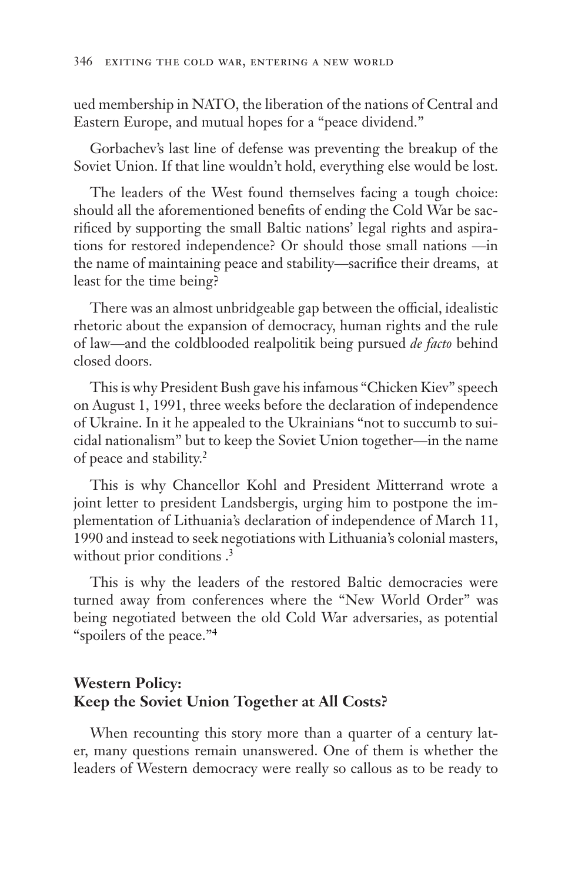ued membership in NATO, the liberation of the nations of Central and Eastern Europe, and mutual hopes for a "peace dividend."

Gorbachev's last line of defense was preventing the breakup of the Soviet Union. If that line wouldn't hold, everything else would be lost.

The leaders of the West found themselves facing a tough choice: should all the aforementioned benefits of ending the Cold War be sacrificed by supporting the small Baltic nations' legal rights and aspirations for restored independence? Or should those small nations —in the name of maintaining peace and stability—sacrifice their dreams, at least for the time being?

There was an almost unbridgeable gap between the official, idealistic rhetoric about the expansion of democracy, human rights and the rule of law—and the coldblooded realpolitik being pursued *de facto* behind closed doors.

This is why President Bush gave his infamous "Chicken Kiev" speech on August 1, 1991, three weeks before the declaration of independence of Ukraine. In it he appealed to the Ukrainians "not to succumb to suicidal nationalism" but to keep the Soviet Union together—in the name of peace and stability.[2]

This is why Chancellor Kohl and President Mitterrand wrote a joint letter to president Landsbergis, urging him to postpone the implementation of Lithuania's declaration of independence of March 11, 1990 and instead to seek negotiations with Lithuania's colonial masters, without prior conditions .[3]

This is why the leaders of the restored Baltic democracies were turned away from conferences where the "New World Order" was being negotiated between the old Cold War adversaries, as potential "spoilers of the peace."[4]

## Western Policy: Keep the Soviet Union Together at All Costs?

When recounting this story more than a quarter of a century later, many questions remain unanswered. One of them is whether the leaders of Western democracy were really so callous as to be ready to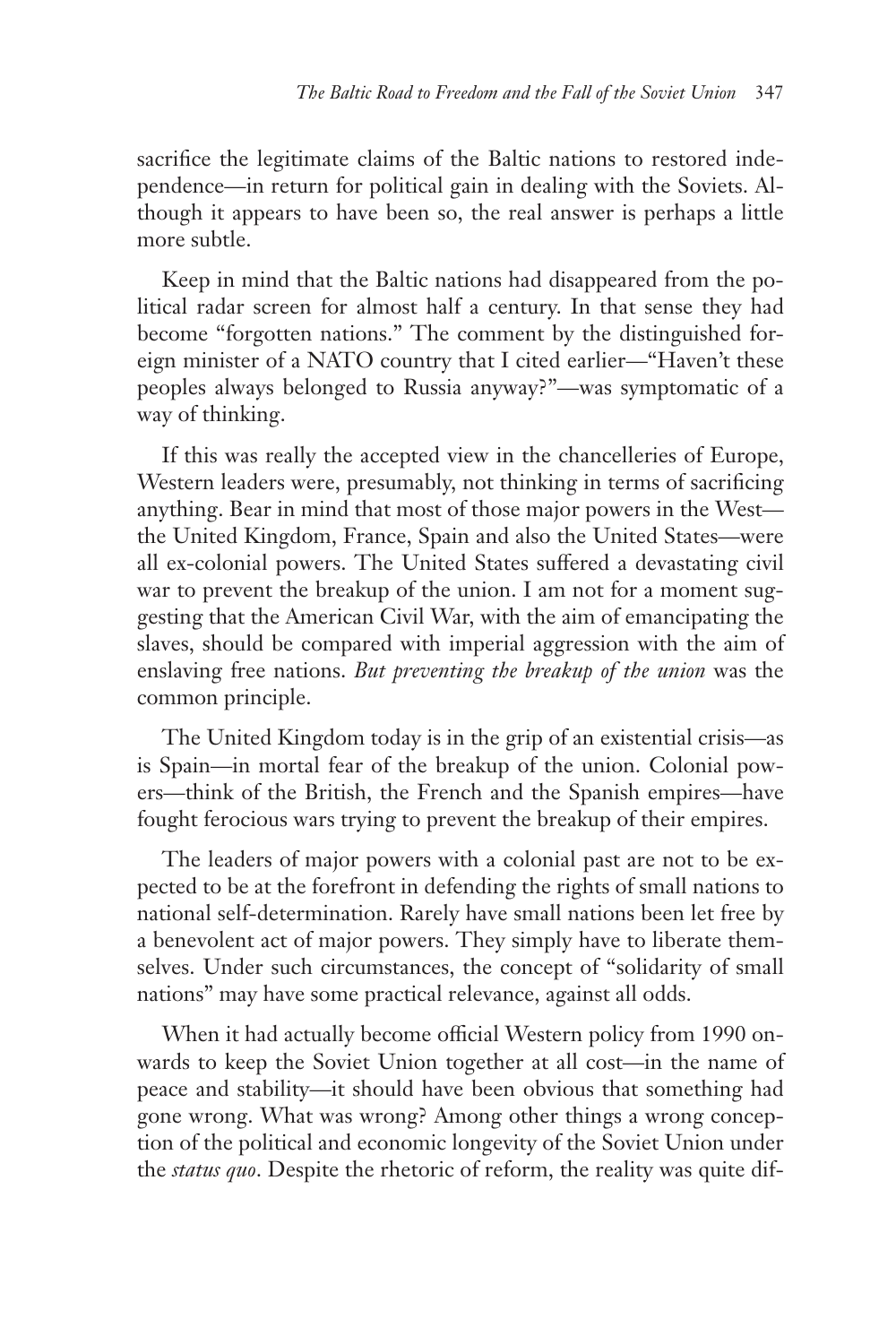sacrifice the legitimate claims of the Baltic nations to restored independence—in return for political gain in dealing with the Soviets. Although it appears to have been so, the real answer is perhaps a little more subtle.

Keep in mind that the Baltic nations had disappeared from the political radar screen for almost half a century. In that sense they had become "forgotten nations." The comment by the distinguished foreign minister of a NATO country that I cited earlier—"Haven't these peoples always belonged to Russia anyway?"—was symptomatic of a way of thinking.

If this was really the accepted view in the chancelleries of Europe, Western leaders were, presumably, not thinking in terms of sacrificing anything. Bear in mind that most of those major powers in the West—the United Kingdom, France, Spain and also the United States—were all ex-colonial powers. The United States suffered a devastating civil war to prevent the breakup of the union. I am not for a moment suggesting that the American Civil War, with the aim of emancipating the slaves, should be compared with imperial aggression with the aim of enslaving free nations. *But preventing the breakup of the union* was the common principle.

The United Kingdom today is in the grip of an existential crisis—as is Spain—in mortal fear of the breakup of the union. Colonial powers—think of the British, the French and the Spanish empires—have fought ferocious wars trying to prevent the breakup of their empires.

The leaders of major powers with a colonial past are not to be expected to be at the forefront in defending the rights of small nations to national self-determination. Rarely have small nations been let free by a benevolent act of major powers. They simply have to liberate themselves. Under such circumstances, the concept of "solidarity of small nations" may have some practical relevance, against all odds.

When it had actually become official Western policy from 1990 onwards to keep the Soviet Union together at all cost—in the name of peace and stability—it should have been obvious that something had gone wrong. What was wrong? Among other things a wrong conception of the political and economic longevity of the Soviet Union under the *status quo*. Despite the rhetoric of reform, the reality was quite dif-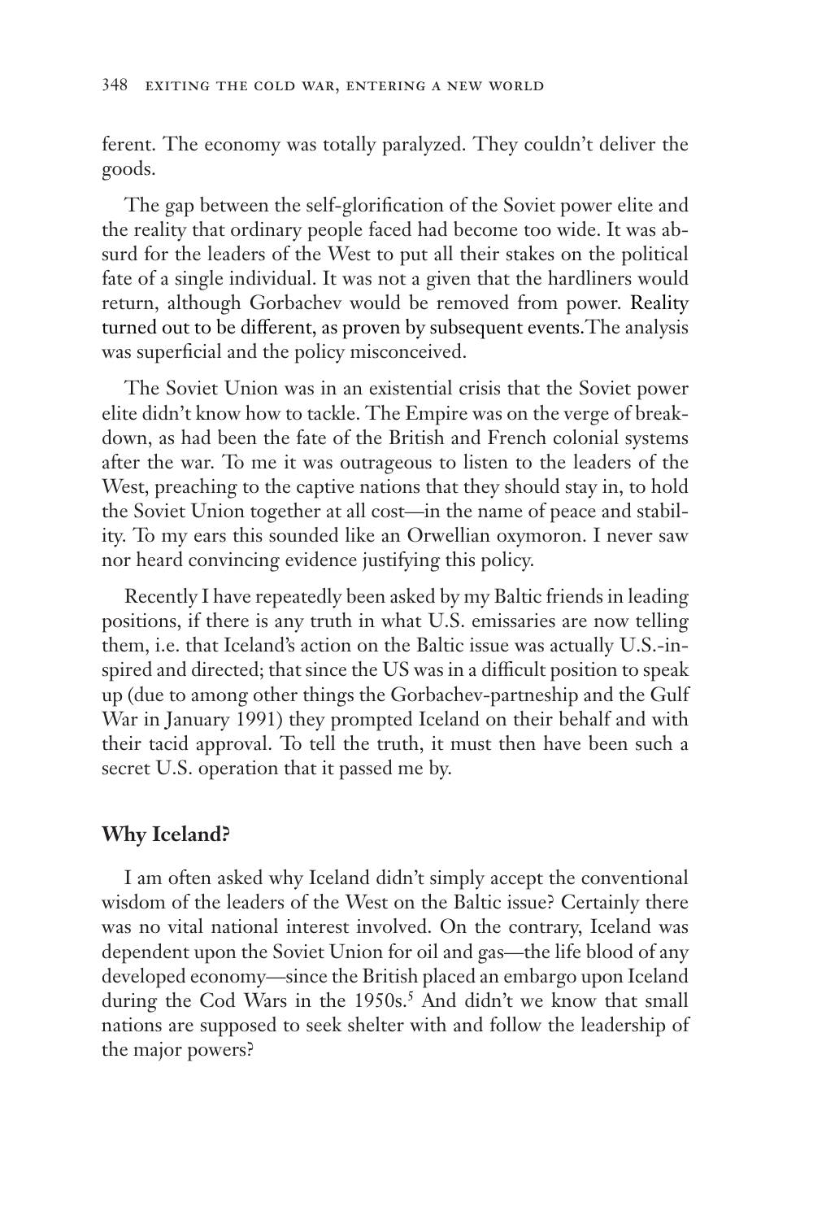ferent. The economy was totally paralyzed. They couldn't deliver the goods.

The gap between the self-glorification of the Soviet power elite and the reality that ordinary people faced had become too wide. It was absurd for the leaders of the West to put all their stakes on the political fate of a single individual. It was not a given that the hardliners would return, although Gorbachev would be removed from power. Reality turned out to be different, as proven by subsequent events.The analysis was superficial and the policy misconceived.

The Soviet Union was in an existential crisis that the Soviet power elite didn't know how to tackle. The Empire was on the verge of breakdown, as had been the fate of the British and French colonial systems after the war. To me it was outrageous to listen to the leaders of the West, preaching to the captive nations that they should stay in, to hold the Soviet Union together at all cost—in the name of peace and stability. To my ears this sounded like an Orwellian oxymoron. I never saw nor heard convincing evidence justifying this policy.

Recently I have repeatedly been asked by my Baltic friends in leading positions, if there is any truth in what U.S. emissaries are now telling them, i.e. that Iceland's action on the Baltic issue was actually U.S.-inspired and directed; that since the US was in a difficult position to speak up (due to among other things the Gorbachev-partneship and the Gulf War in January 1991) they prompted Iceland on their behalf and with their tacid approval. To tell the truth, it must then have been such a secret U.S. operation that it passed me by.

## Why Iceland?

I am often asked why Iceland didn't simply accept the conventional wisdom of the leaders of the West on the Baltic issue? Certainly there was no vital national interest involved. On the contrary, Iceland was dependent upon the Soviet Union for oil and gas—the life blood of any developed economy—since the British placed an embargo upon Iceland during the Cod Wars in the 1950s.[5] And didn't we know that small nations are supposed to seek shelter with and follow the leadership of the major powers?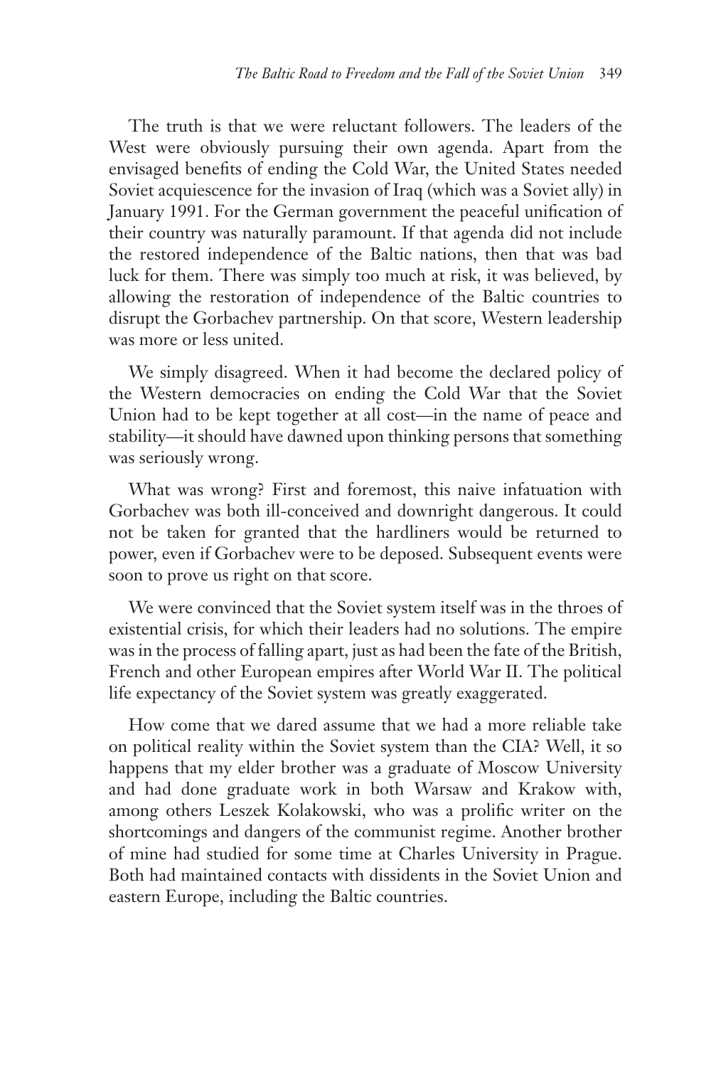The truth is that we were reluctant followers. The leaders of the West were obviously pursuing their own agenda. Apart from the envisaged benefits of ending the Cold War, the United States needed Soviet acquiescence for the invasion of Iraq (which was a Soviet ally) in January 1991. For the German government the peaceful unification of their country was naturally paramount. If that agenda did not include the restored independence of the Baltic nations, then that was bad luck for them. There was simply too much at risk, it was believed, by allowing the restoration of independence of the Baltic countries to disrupt the Gorbachev partnership. On that score, Western leadership was more or less united.

We simply disagreed. When it had become the declared policy of the Western democracies on ending the Cold War that the Soviet Union had to be kept together at all cost—in the name of peace and stability—it should have dawned upon thinking persons that something was seriously wrong.

What was wrong? First and foremost, this naive infatuation with Gorbachev was both ill-conceived and downright dangerous. It could not be taken for granted that the hardliners would be returned to power, even if Gorbachev were to be deposed. Subsequent events were soon to prove us right on that score.

We were convinced that the Soviet system itself was in the throes of existential crisis, for which their leaders had no solutions. The empire was in the process of falling apart, just as had been the fate of the British, French and other European empires after World War II. The political life expectancy of the Soviet system was greatly exaggerated.

How come that we dared assume that we had a more reliable take on political reality within the Soviet system than the CIA? Well, it so happens that my elder brother was a graduate of Moscow University and had done graduate work in both Warsaw and Krakow with, among others Leszek Kolakowski, who was a prolific writer on the shortcomings and dangers of the communist regime. Another brother of mine had studied for some time at Charles University in Prague. Both had maintained contacts with dissidents in the Soviet Union and eastern Europe, including the Baltic countries.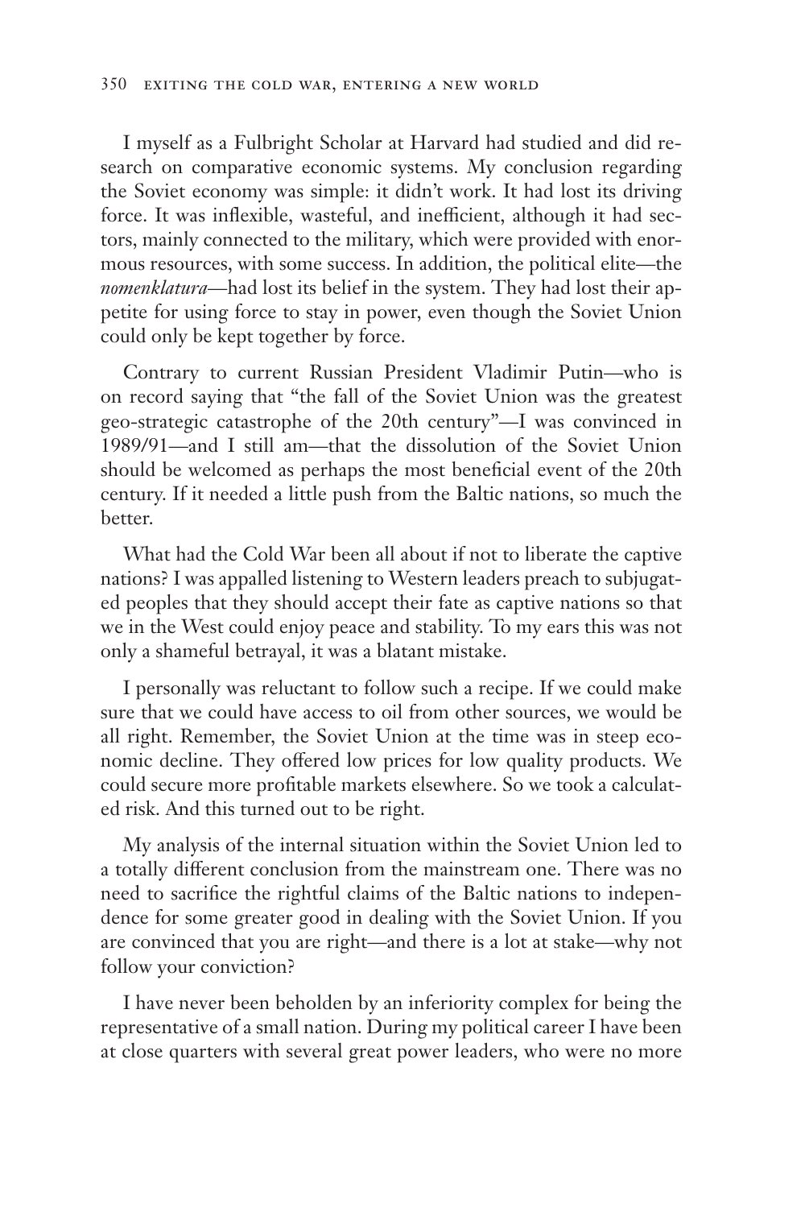I myself as a Fulbright Scholar at Harvard had studied and did research on comparative economic systems. My conclusion regarding the Soviet economy was simple: it didn't work. It had lost its driving force. It was inflexible, wasteful, and inefficient, although it had sectors, mainly connected to the military, which were provided with enormous resources, with some success. In addition, the political elite—the *nomenklatura*—had lost its belief in the system. They had lost their appetite for using force to stay in power, even though the Soviet Union could only be kept together by force.

Contrary to current Russian President Vladimir Putin—who is on record saying that "the fall of the Soviet Union was the greatest geo-strategic catastrophe of the 20th century"—I was convinced in 1989/91—and I still am—that the dissolution of the Soviet Union should be welcomed as perhaps the most beneficial event of the 20th century. If it needed a little push from the Baltic nations, so much the better.

What had the Cold War been all about if not to liberate the captive nations? I was appalled listening to Western leaders preach to subjugated peoples that they should accept their fate as captive nations so that we in the West could enjoy peace and stability. To my ears this was not only a shameful betrayal, it was a blatant mistake.

I personally was reluctant to follow such a recipe. If we could make sure that we could have access to oil from other sources, we would be all right. Remember, the Soviet Union at the time was in steep economic decline. They offered low prices for low quality products. We could secure more profitable markets elsewhere. So we took a calculated risk. And this turned out to be right.

My analysis of the internal situation within the Soviet Union led to a totally different conclusion from the mainstream one. There was no need to sacrifice the rightful claims of the Baltic nations to independence for some greater good in dealing with the Soviet Union. If you are convinced that you are right—and there is a lot at stake—why not follow your conviction?

I have never been beholden by an inferiority complex for being the representative of a small nation. During my political career I have been at close quarters with several great power leaders, who were no more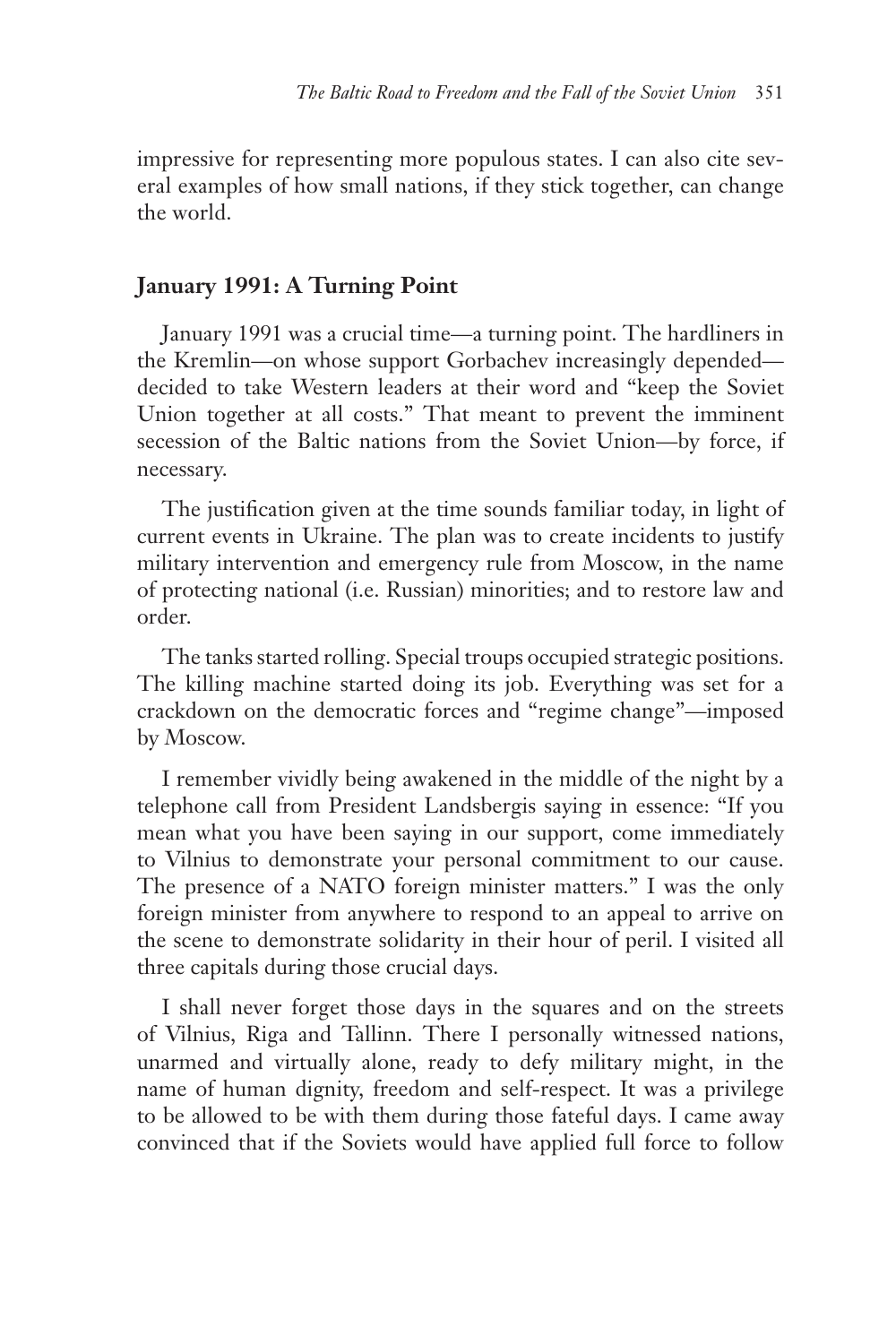impressive for representing more populous states. I can also cite several examples of how small nations, if they stick together, can change the world.

## January 1991: A Turning Point

January 1991 was a crucial time—a turning point. The hardliners in the Kremlin—on whose support Gorbachev increasingly depended—decided to take Western leaders at their word and "keep the Soviet Union together at all costs." That meant to prevent the imminent secession of the Baltic nations from the Soviet Union—by force, if necessary.

The justification given at the time sounds familiar today, in light of current events in Ukraine. The plan was to create incidents to justify military intervention and emergency rule from Moscow, in the name of protecting national (i.e. Russian) minorities; and to restore law and order.

The tanks started rolling. Special troops occupied strategic positions. The killing machine started doing its job. Everything was set for a crackdown on the democratic forces and "regime change"—imposed by Moscow.

I remember vividly being awakened in the middle of the night by a telephone call from President Landsbergis saying in essence: "If you mean what you have been saying in our support, come immediately to Vilnius to demonstrate your personal commitment to our cause. The presence of a NATO foreign minister matters." I was the only foreign minister from anywhere to respond to an appeal to arrive on the scene to demonstrate solidarity in their hour of peril. I visited all three capitals during those crucial days.

I shall never forget those days in the squares and on the streets of Vilnius, Riga and Tallinn. There I personally witnessed nations, unarmed and virtually alone, ready to defy military might, in the name of human dignity, freedom and self-respect. It was a privilege to be allowed to be with them during those fateful days. I came away convinced that if the Soviets would have applied full force to follow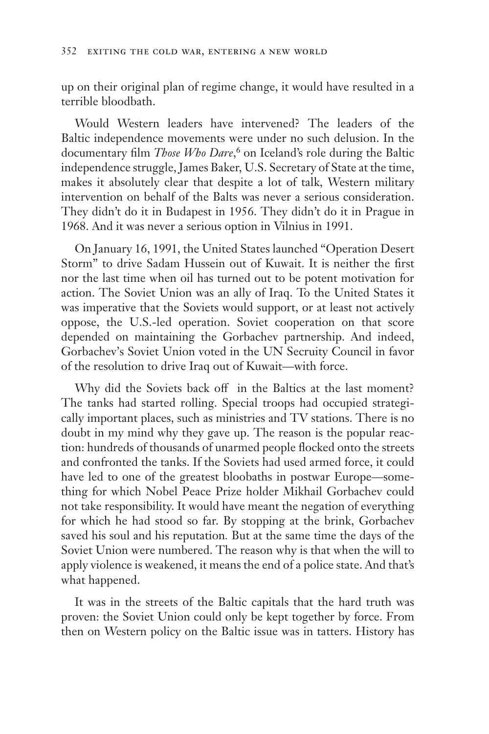up on their original plan of regime change, it would have resulted in a terrible bloodbath.

Would Western leaders have intervened? The leaders of the Baltic independence movements were under no such delusion. In the documentary film *Those Who Dare*,[6] on Iceland's role during the Baltic independence struggle, James Baker, U.S. Secretary of State at the time, makes it absolutely clear that despite a lot of talk, Western military intervention on behalf of the Balts was never a serious consideration. They didn't do it in Budapest in 1956. They didn't do it in Prague in 1968. And it was never a serious option in Vilnius in 1991.

On January 16, 1991, the United States launched "Operation Desert Storm" to drive Sadam Hussein out of Kuwait. It is neither the first nor the last time when oil has turned out to be potent motivation for action. The Soviet Union was an ally of Iraq. To the United States it was imperative that the Soviets would support, or at least not actively oppose, the U.S.-led operation. Soviet cooperation on that score depended on maintaining the Gorbachev partnership. And indeed, Gorbachev's Soviet Union voted in the UN Secruity Council in favor of the resolution to drive Iraq out of Kuwait—with force.

Why did the Soviets back off in the Baltics at the last moment? The tanks had started rolling. Special troops had occupied strategically important places, such as ministries and TV stations. There is no doubt in my mind why they gave up. The reason is the popular reaction: hundreds of thousands of unarmed people flocked onto the streets and confronted the tanks. If the Soviets had used armed force, it could have led to one of the greatest bloobaths in postwar Europe—something for which Nobel Peace Prize holder Mikhail Gorbachev could not take responsibility. It would have meant the negation of everything for which he had stood so far. By stopping at the brink, Gorbachev saved his soul and his reputation. But at the same time the days of the Soviet Union were numbered. The reason why is that when the will to apply violence is weakened, it means the end of a police state. And that's what happened.

It was in the streets of the Baltic capitals that the hard truth was proven: the Soviet Union could only be kept together by force. From then on Western policy on the Baltic issue was in tatters. History has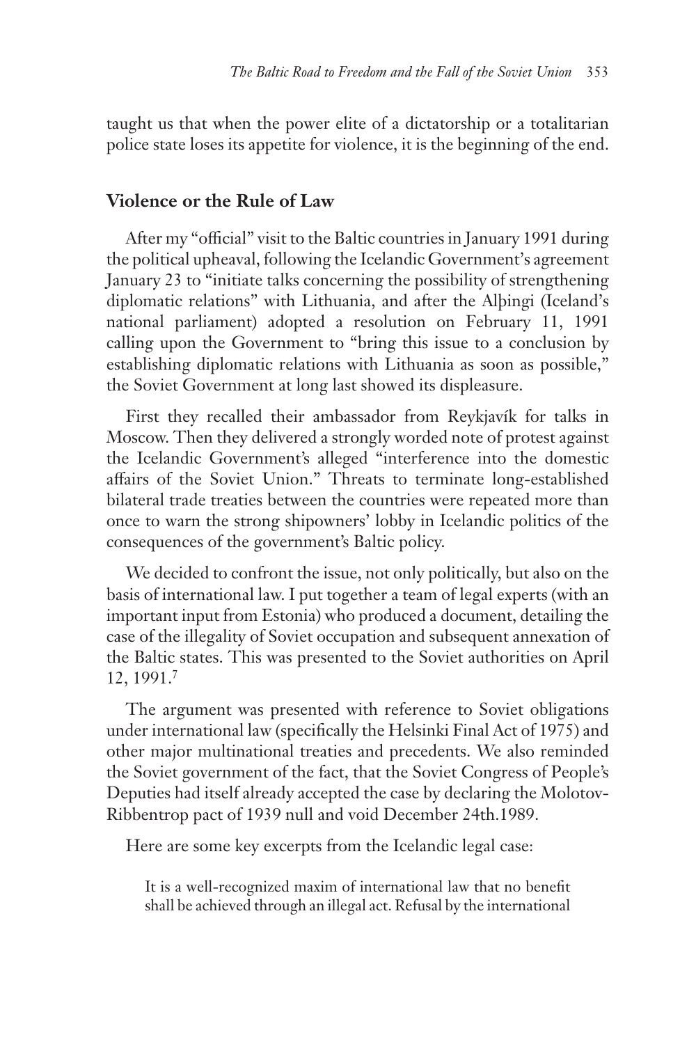taught us that when the power elite of a dictatorship or a totalitarian police state loses its appetite for violence, it is the beginning of the end.

## Violence or the Rule of Law

After my "official" visit to the Baltic countries in January 1991 during the political upheaval, following the Icelandic Government's agreement January 23 to "initiate talks concerning the possibility of strengthening diplomatic relations" with Lithuania, and after the Alþingi (Iceland's national parliament) adopted a resolution on February 11, 1991 calling upon the Government to "bring this issue to a conclusion by establishing diplomatic relations with Lithuania as soon as possible," the Soviet Government at long last showed its displeasure.

First they recalled their ambassador from Reykjavík for talks in Moscow. Then they delivered a strongly worded note of protest against the Icelandic Government's alleged "interference into the domestic affairs of the Soviet Union." Threats to terminate long-established bilateral trade treaties between the countries were repeated more than once to warn the strong shipowners' lobby in Icelandic politics of the consequences of the government's Baltic policy.

We decided to confront the issue, not only politically, but also on the basis of international law. I put together a team of legal experts (with an important input from Estonia) who produced a document, detailing the case of the illegality of Soviet occupation and subsequent annexation of the Baltic states. This was presented to the Soviet authorities on April 12, 1991.[7]

The argument was presented with reference to Soviet obligations under international law (specifically the Helsinki Final Act of 1975) and other major multinational treaties and precedents. We also reminded the Soviet government of the fact, that the Soviet Congress of People's Deputies had itself already accepted the case by declaring the Molotov-Ribbentrop pact of 1939 null and void December 24th.1989.

Here are some key excerpts from the Icelandic legal case:

> It is a well-recognized maxim of international law that no benefit shall be achieved through an illegal act. Refusal by the international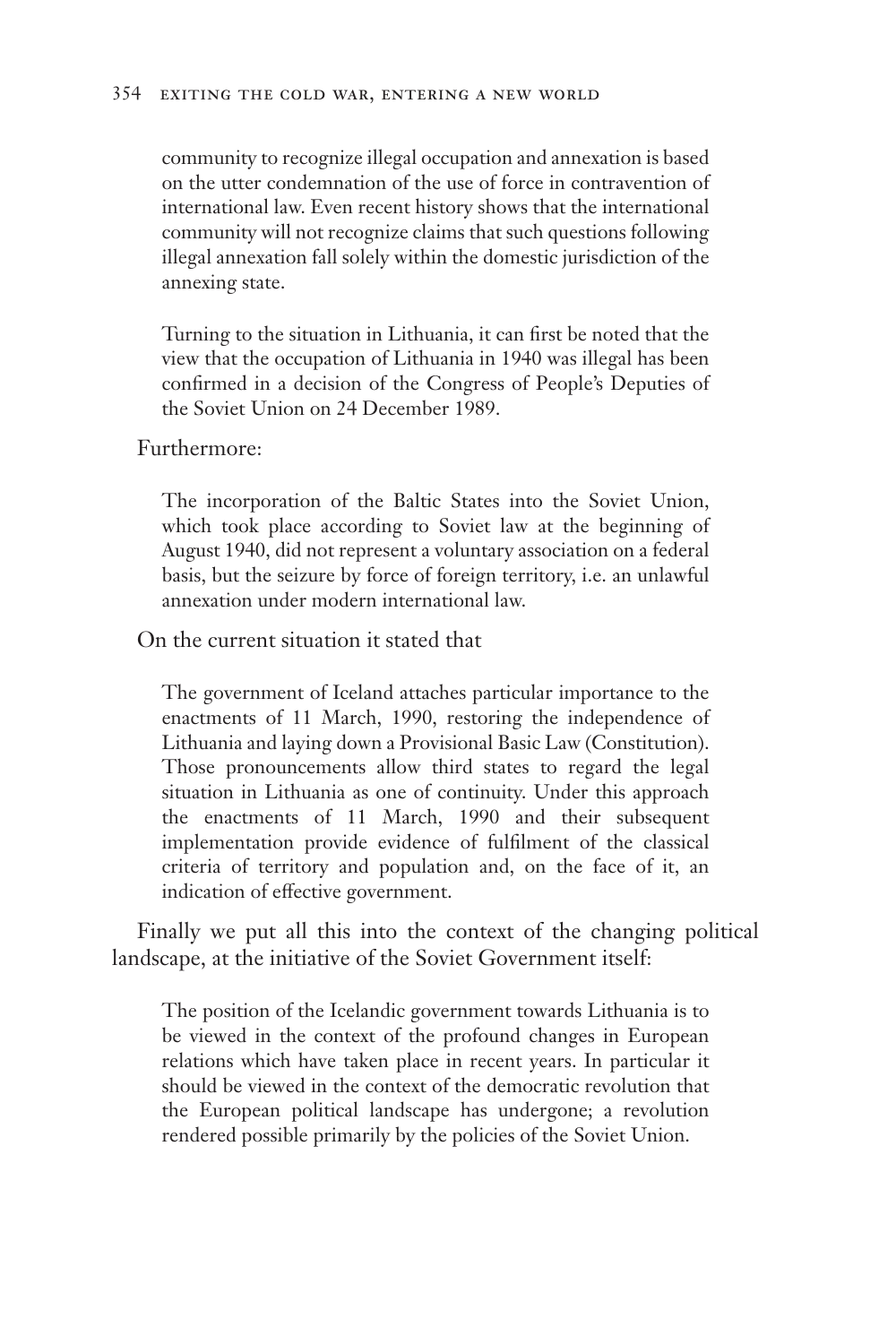> community to recognize illegal occupation and annexation is based on the utter condemnation of the use of force in contravention of international law. Even recent history shows that the international community will not recognize claims that such questions following illegal annexation fall solely within the domestic jurisdiction of the annexing state.
>
> Turning to the situation in Lithuania, it can first be noted that the view that the occupation of Lithuania in 1940 was illegal has been confirmed in a decision of the Congress of People's Deputies of the Soviet Union on 24 December 1989.

Furthermore:

> The incorporation of the Baltic States into the Soviet Union, which took place according to Soviet law at the beginning of August 1940, did not represent a voluntary association on a federal basis, but the seizure by force of foreign territory, i.e. an unlawful annexation under modern international law.

On the current situation it stated that

> The government of Iceland attaches particular importance to the enactments of 11 March, 1990, restoring the independence of Lithuania and laying down a Provisional Basic Law (Constitution). Those pronouncements allow third states to regard the legal situation in Lithuania as one of continuity. Under this approach the enactments of 11 March, 1990 and their subsequent implementation provide evidence of fulfilment of the classical criteria of territory and population and, on the face of it, an indication of effective government.

Finally we put all this into the context of the changing political landscape, at the initiative of the Soviet Government itself:

> The position of the Icelandic government towards Lithuania is to be viewed in the context of the profound changes in European relations which have taken place in recent years. In particular it should be viewed in the context of the democratic revolution that the European political landscape has undergone; a revolution rendered possible primarily by the policies of the Soviet Union.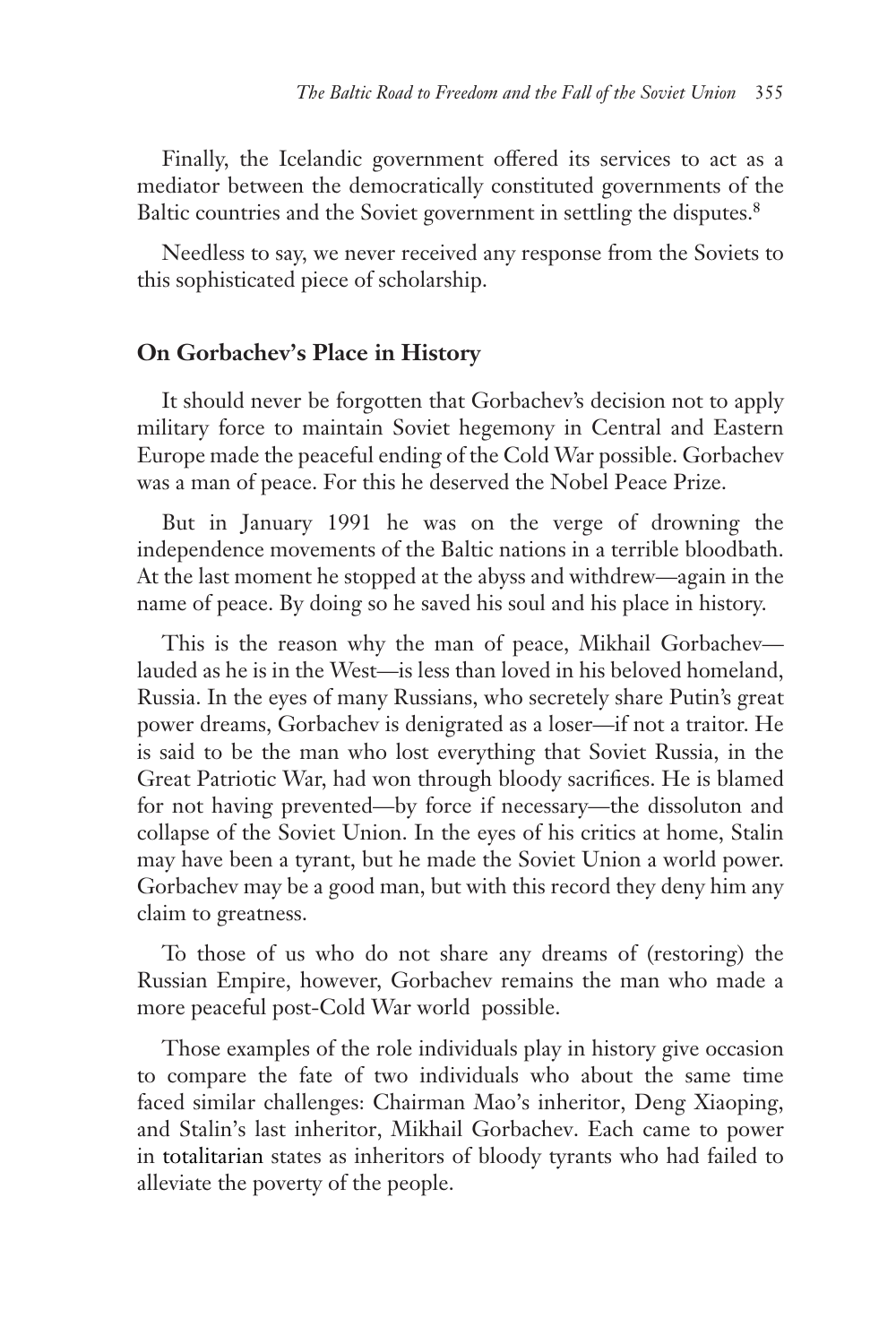Finally, the Icelandic government offered its services to act as a mediator between the democratically constituted governments of the Baltic countries and the Soviet government in settling the disputes.[8]

Needless to say, we never received any response from the Soviets to this sophisticated piece of scholarship.

## On Gorbachev's Place in History

It should never be forgotten that Gorbachev's decision not to apply military force to maintain Soviet hegemony in Central and Eastern Europe made the peaceful ending of the Cold War possible. Gorbachev was a man of peace. For this he deserved the Nobel Peace Prize.

But in January 1991 he was on the verge of drowning the independence movements of the Baltic nations in a terrible bloodbath. At the last moment he stopped at the abyss and withdrew—again in the name of peace. By doing so he saved his soul and his place in history.

This is the reason why the man of peace, Mikhail Gorbachev—lauded as he is in the West—is less than loved in his beloved homeland, Russia. In the eyes of many Russians, who secretely share Putin's great power dreams, Gorbachev is denigrated as a loser—if not a traitor. He is said to be the man who lost everything that Soviet Russia, in the Great Patriotic War, had won through bloody sacrifices. He is blamed for not having prevented—by force if necessary—the dissoluton and collapse of the Soviet Union. In the eyes of his critics at home, Stalin may have been a tyrant, but he made the Soviet Union a world power. Gorbachev may be a good man, but with this record they deny him any claim to greatness.

To those of us who do not share any dreams of (restoring) the Russian Empire, however, Gorbachev remains the man who made a more peaceful post-Cold War world possible.

Those examples of the role individuals play in history give occasion to compare the fate of two individuals who about the same time faced similar challenges: Chairman Mao's inheritor, Deng Xiaoping, and Stalin's last inheritor, Mikhail Gorbachev. Each came to power in totalitarian states as inheritors of bloody tyrants who had failed to alleviate the poverty of the people.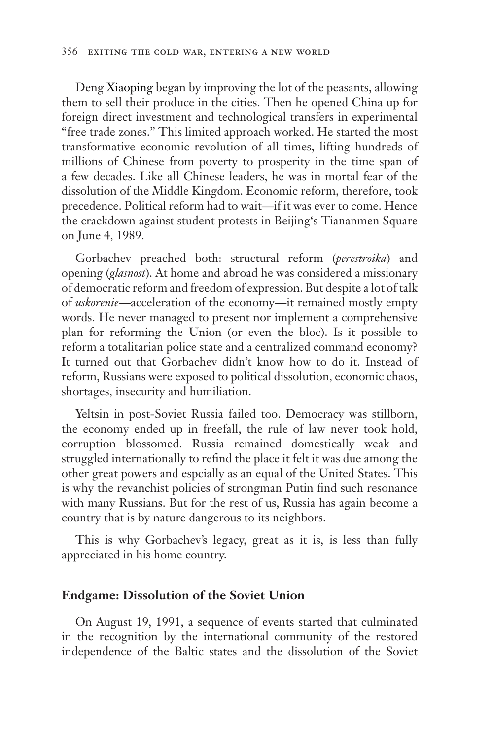Deng Xiaoping began by improving the lot of the peasants, allowing them to sell their produce in the cities. Then he opened China up for foreign direct investment and technological transfers in experimental "free trade zones." This limited approach worked. He started the most transformative economic revolution of all times, lifting hundreds of millions of Chinese from poverty to prosperity in the time span of a few decades. Like all Chinese leaders, he was in mortal fear of the dissolution of the Middle Kingdom. Economic reform, therefore, took precedence. Political reform had to wait—if it was ever to come. Hence the crackdown against student protests in Beijing's Tiananmen Square on June 4, 1989.

Gorbachev preached both: structural reform (*perestroika*) and opening (*glasnost*). At home and abroad he was considered a missionary of democratic reform and freedom of expression. But despite a lot of talk of *uskorenie*—acceleration of the economy—it remained mostly empty words. He never managed to present nor implement a comprehensive plan for reforming the Union (or even the bloc). Is it possible to reform a totalitarian police state and a centralized command economy? It turned out that Gorbachev didn't know how to do it. Instead of reform, Russians were exposed to political dissolution, economic chaos, shortages, insecurity and humiliation.

Yeltsin in post-Soviet Russia failed too. Democracy was stillborn, the economy ended up in freefall, the rule of law never took hold, corruption blossomed. Russia remained domestically weak and struggled internationally to refind the place it felt it was due among the other great powers and espcially as an equal of the United States. This is why the revanchist policies of strongman Putin find such resonance with many Russians. But for the rest of us, Russia has again become a country that is by nature dangerous to its neighbors.

This is why Gorbachev's legacy, great as it is, is less than fully appreciated in his home country.

## Endgame: Dissolution of the Soviet Union

On August 19, 1991, a sequence of events started that culminated in the recognition by the international community of the restored independence of the Baltic states and the dissolution of the Soviet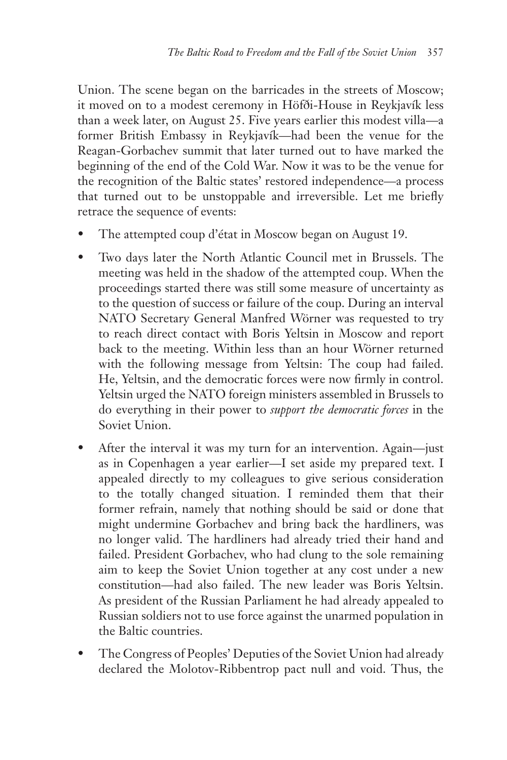Union. The scene began on the barricades in the streets of Moscow; it moved on to a modest ceremony in Höfði-House in Reykjavík less than a week later, on August 25. Five years earlier this modest villa—a former British Embassy in Reykjavík—had been the venue for the Reagan-Gorbachev summit that later turned out to have marked the beginning of the end of the Cold War. Now it was to be the venue for the recognition of the Baltic states' restored independence—a process that turned out to be unstoppable and irreversible. Let me briefly retrace the sequence of events:

- The attempted coup d'état in Moscow began on August 19.
- Two days later the North Atlantic Council met in Brussels. The meeting was held in the shadow of the attempted coup. When the proceedings started there was still some measure of uncertainty as to the question of success or failure of the coup. During an interval NATO Secretary General Manfred Wörner was requested to try to reach direct contact with Boris Yeltsin in Moscow and report back to the meeting. Within less than an hour Wörner returned with the following message from Yeltsin: The coup had failed. He, Yeltsin, and the democratic forces were now firmly in control. Yeltsin urged the NATO foreign ministers assembled in Brussels to do everything in their power to *support the democratic forces* in the Soviet Union.
- After the interval it was my turn for an intervention. Again—just as in Copenhagen a year earlier—I set aside my prepared text. I appealed directly to my colleagues to give serious consideration to the totally changed situation. I reminded them that their former refrain, namely that nothing should be said or done that might undermine Gorbachev and bring back the hardliners, was no longer valid. The hardliners had already tried their hand and failed. President Gorbachev, who had clung to the sole remaining aim to keep the Soviet Union together at any cost under a new constitution—had also failed. The new leader was Boris Yeltsin. As president of the Russian Parliament he had already appealed to Russian soldiers not to use force against the unarmed population in the Baltic countries.
- The Congress of Peoples' Deputies of the Soviet Union had already declared the Molotov-Ribbentrop pact null and void. Thus, the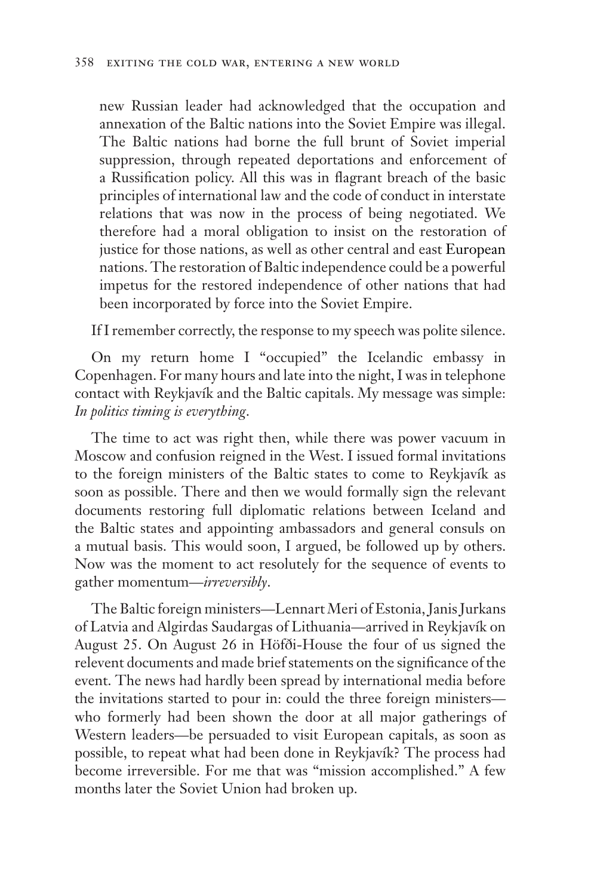new Russian leader had acknowledged that the occupation and annexation of the Baltic nations into the Soviet Empire was illegal. The Baltic nations had borne the full brunt of Soviet imperial suppression, through repeated deportations and enforcement of a Russification policy. All this was in flagrant breach of the basic principles of international law and the code of conduct in interstate relations that was now in the process of being negotiated. We therefore had a moral obligation to insist on the restoration of justice for those nations, as well as other central and east European nations. The restoration of Baltic independence could be a powerful impetus for the restored independence of other nations that had been incorporated by force into the Soviet Empire.

If I remember correctly, the response to my speech was polite silence.

On my return home I "occupied" the Icelandic embassy in Copenhagen. For many hours and late into the night, I was in telephone contact with Reykjavík and the Baltic capitals. My message was simple: *In politics timing is everything*.

The time to act was right then, while there was power vacuum in Moscow and confusion reigned in the West. I issued formal invitations to the foreign ministers of the Baltic states to come to Reykjavík as soon as possible. There and then we would formally sign the relevant documents restoring full diplomatic relations between Iceland and the Baltic states and appointing ambassadors and general consuls on a mutual basis. This would soon, I argued, be followed up by others. Now was the moment to act resolutely for the sequence of events to gather momentum—*irreversibly*.

The Baltic foreign ministers—Lennart Meri of Estonia, Janis Jurkans of Latvia and Algirdas Saudargas of Lithuania—arrived in Reykjavík on August 25. On August 26 in Höfði-House the four of us signed the relevent documents and made brief statements on the significance of the event. The news had hardly been spread by international media before the invitations started to pour in: could the three foreign ministers—who formerly had been shown the door at all major gatherings of Western leaders—be persuaded to visit European capitals, as soon as possible, to repeat what had been done in Reykjavík? The process had become irreversible. For me that was "mission accomplished." A few months later the Soviet Union had broken up.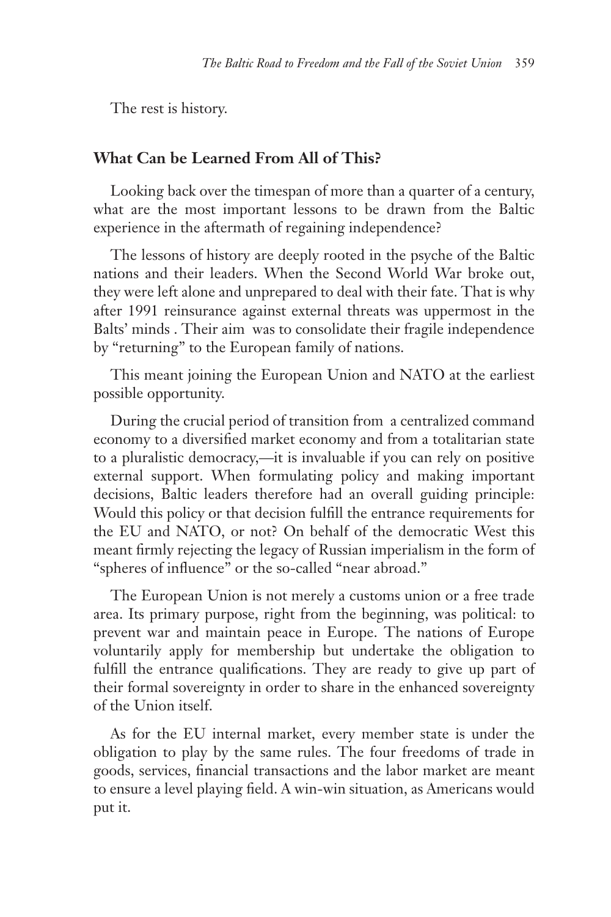The rest is history.

## What Can be Learned From All of This?

Looking back over the timespan of more than a quarter of a century, what are the most important lessons to be drawn from the Baltic experience in the aftermath of regaining independence?

The lessons of history are deeply rooted in the psyche of the Baltic nations and their leaders. When the Second World War broke out, they were left alone and unprepared to deal with their fate. That is why after 1991 reinsurance against external threats was uppermost in the Balts' minds . Their aim was to consolidate their fragile independence by "returning" to the European family of nations.

This meant joining the European Union and NATO at the earliest possible opportunity.

During the crucial period of transition from a centralized command economy to a diversified market economy and from a totalitarian state to a pluralistic democracy,—it is invaluable if you can rely on positive external support. When formulating policy and making important decisions, Baltic leaders therefore had an overall guiding principle: Would this policy or that decision fulfill the entrance requirements for the EU and NATO, or not? On behalf of the democratic West this meant firmly rejecting the legacy of Russian imperialism in the form of "spheres of influence" or the so-called "near abroad."

The European Union is not merely a customs union or a free trade area. Its primary purpose, right from the beginning, was political: to prevent war and maintain peace in Europe. The nations of Europe voluntarily apply for membership but undertake the obligation to fulfill the entrance qualifications. They are ready to give up part of their formal sovereignty in order to share in the enhanced sovereignty of the Union itself.

As for the EU internal market, every member state is under the obligation to play by the same rules. The four freedoms of trade in goods, services, financial transactions and the labor market are meant to ensure a level playing field. A win-win situation, as Americans would put it.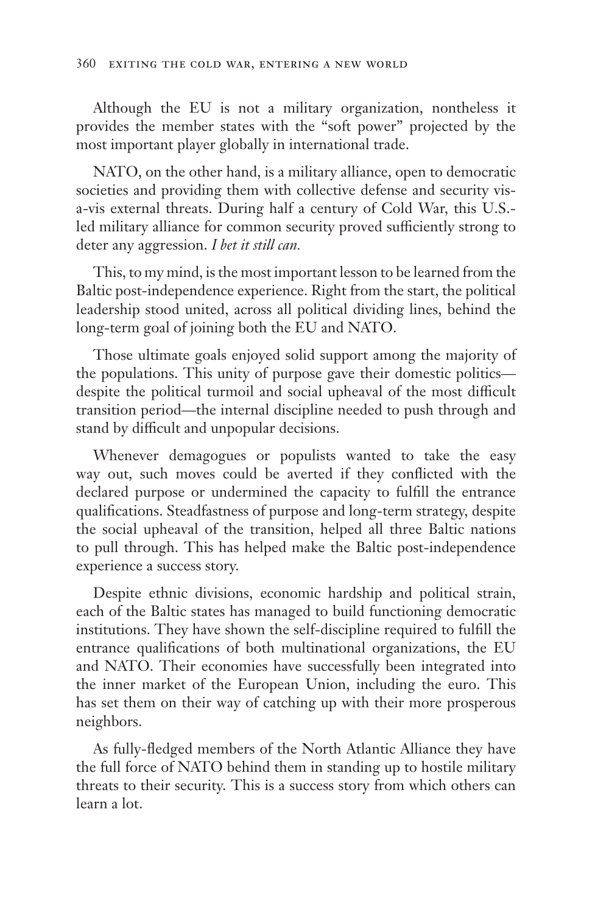Although the EU is not a military organization, nontheless it provides the member states with the "soft power" projected by the most important player globally in international trade.

NATO, on the other hand, is a military alliance, open to democratic societies and providing them with collective defense and security vis-a-vis external threats. During half a century of Cold War, this U.S.-led military alliance for common security proved sufficiently strong to deter any aggression. *I bet it still can.*

This, to my mind, is the most important lesson to be learned from the Baltic post-independence experience. Right from the start, the political leadership stood united, across all political dividing lines, behind the long-term goal of joining both the EU and NATO.

Those ultimate goals enjoyed solid support among the majority of the populations. This unity of purpose gave their domestic politics—despite the political turmoil and social upheaval of the most difficult transition period—the internal discipline needed to push through and stand by difficult and unpopular decisions.

Whenever demagogues or populists wanted to take the easy way out, such moves could be averted if they conflicted with the declared purpose or undermined the capacity to fulfill the entrance qualifications. Steadfastness of purpose and long-term strategy, despite the social upheaval of the transition, helped all three Baltic nations to pull through. This has helped make the Baltic post-independence experience a success story.

Despite ethnic divisions, economic hardship and political strain, each of the Baltic states has managed to build functioning democratic institutions. They have shown the self-discipline required to fulfill the entrance qualifications of both multinational organizations, the EU and NATO. Their economies have successfully been integrated into the inner market of the European Union, including the euro. This has set them on their way of catching up with their more prosperous neighbors.

As fully-fledged members of the North Atlantic Alliance they have the full force of NATO behind them in standing up to hostile military threats to their security. This is a success story from which others can learn a lot.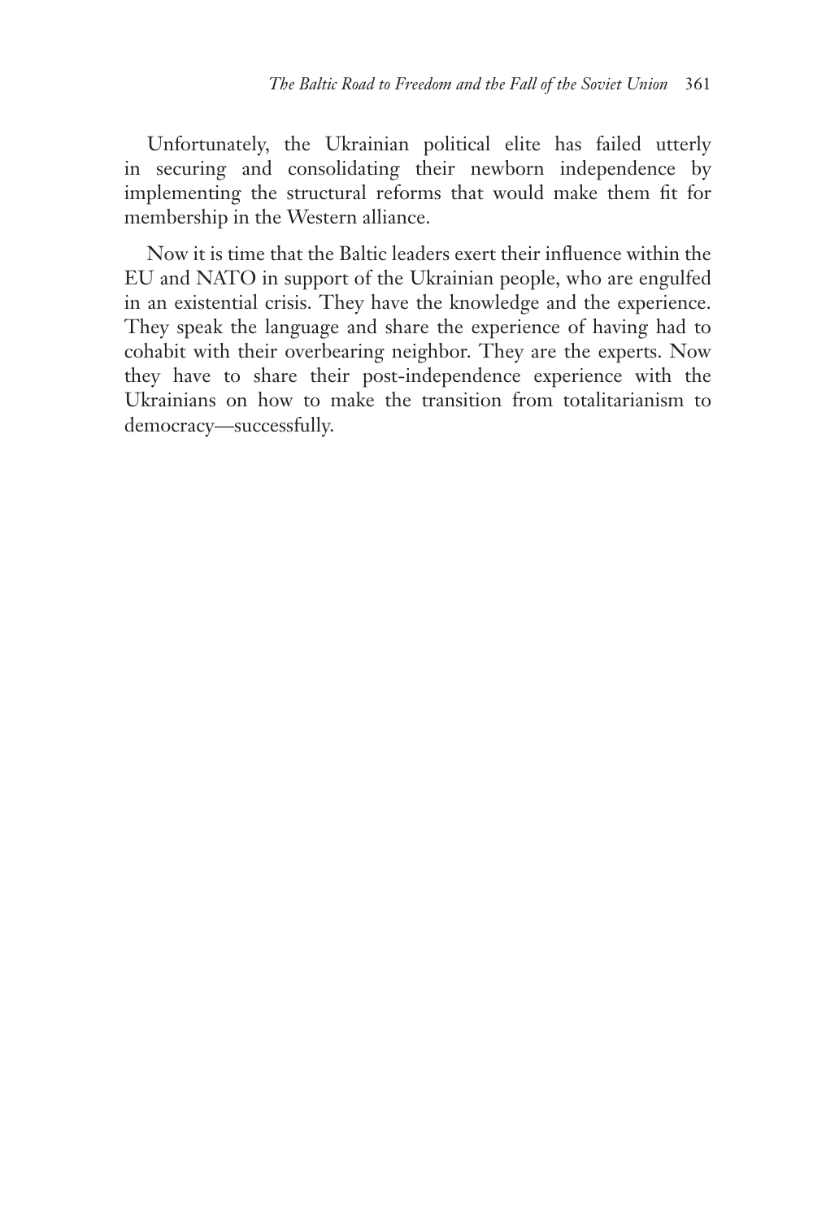Unfortunately, the Ukrainian political elite has failed utterly in securing and consolidating their newborn independence by implementing the structural reforms that would make them fit for membership in the Western alliance.

Now it is time that the Baltic leaders exert their influence within the EU and NATO in support of the Ukrainian people, who are engulfed in an existential crisis. They have the knowledge and the experience. They speak the language and share the experience of having had to cohabit with their overbearing neighbor. They are the experts. Now they have to share their post-independence experience with the Ukrainians on how to make the transition from totalitarianism to democracy—successfully.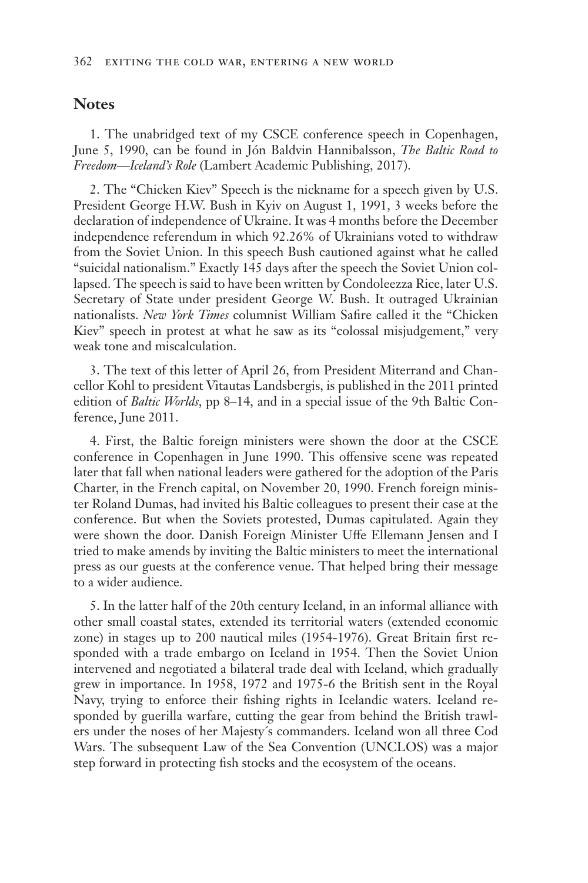## Notes

1. The unabridged text of my CSCE conference speech in Copenhagen, June 5, 1990, can be found in Jón Baldvin Hannibalsson, *The Baltic Road to Freedom—Iceland's Role* (Lambert Academic Publishing, 2017).

2. The "Chicken Kiev" Speech is the nickname for a speech given by U.S. President George H.W. Bush in Kyiv on August 1, 1991, 3 weeks before the declaration of independence of Ukraine. It was 4 months before the December independence referendum in which 92.26% of Ukrainians voted to withdraw from the Soviet Union. In this speech Bush cautioned against what he called "suicidal nationalism." Exactly 145 days after the speech the Soviet Union collapsed. The speech is said to have been written by Condoleezza Rice, later U.S. Secretary of State under president George W. Bush. It outraged Ukrainian nationalists. *New York Times* columnist William Safire called it the "Chicken Kiev" speech in protest at what he saw as its "colossal misjudgement," very weak tone and miscalculation.

3. The text of this letter of April 26, from President Miterrand and Chancellor Kohl to president Vitautas Landsbergis, is published in the 2011 printed edition of *Baltic Worlds*, pp 8–14, and in a special issue of the 9th Baltic Conference, June 2011.

4. First, the Baltic foreign ministers were shown the door at the CSCE conference in Copenhagen in June 1990. This offensive scene was repeated later that fall when national leaders were gathered for the adoption of the Paris Charter, in the French capital, on November 20, 1990. French foreign minister Roland Dumas, had invited his Baltic colleagues to present their case at the conference. But when the Soviets protested, Dumas capitulated. Again they were shown the door. Danish Foreign Minister Uffe Ellemann Jensen and I tried to make amends by inviting the Baltic ministers to meet the international press as our guests at the conference venue. That helped bring their message to a wider audience.

5. In the latter half of the 20th century Iceland, in an informal alliance with other small coastal states, extended its territorial waters (extended economic zone) in stages up to 200 nautical miles (1954-1976). Great Britain first responded with a trade embargo on Iceland in 1954. Then the Soviet Union intervened and negotiated a bilateral trade deal with Iceland, which gradually grew in importance. In 1958, 1972 and 1975-6 the British sent in the Royal Navy, trying to enforce their fishing rights in Icelandic waters. Iceland responded by guerilla warfare, cutting the gear from behind the British trawlers under the noses of her Majesty´s commanders. Iceland won all three Cod Wars. The subsequent Law of the Sea Convention (UNCLOS) was a major step forward in protecting fish stocks and the ecosystem of the oceans.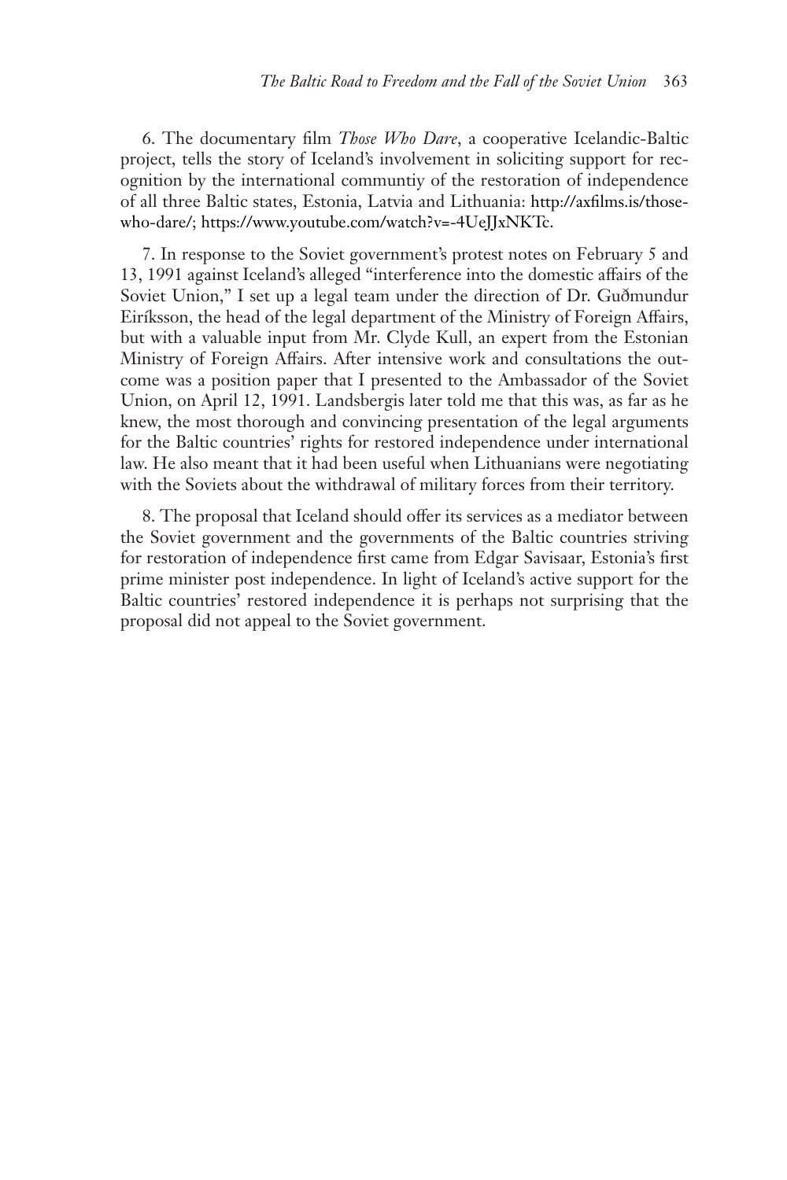6. The documentary film *Those Who Dare*, a cooperative Icelandic-Baltic project, tells the story of Iceland's involvement in soliciting support for recognition by the international communtiy of the restoration of independence of all three Baltic states, Estonia, Latvia and Lithuania: http://axfilms.is/those-who-dare/; https://www.youtube.com/watch?v=-4UeJJxNKTc.

7. In response to the Soviet government's protest notes on February 5 and 13, 1991 against Iceland's alleged "interference into the domestic affairs of the Soviet Union," I set up a legal team under the direction of Dr. Guðmundur Eiríksson, the head of the legal department of the Ministry of Foreign Affairs, but with a valuable input from Mr. Clyde Kull, an expert from the Estonian Ministry of Foreign Affairs. After intensive work and consultations the outcome was a position paper that I presented to the Ambassador of the Soviet Union, on April 12, 1991. Landsbergis later told me that this was, as far as he knew, the most thorough and convincing presentation of the legal arguments for the Baltic countries' rights for restored independence under international law. He also meant that it had been useful when Lithuanians were negotiating with the Soviets about the withdrawal of military forces from their territory.

8. The proposal that Iceland should offer its services as a mediator between the Soviet government and the governments of the Baltic countries striving for restoration of independence first came from Edgar Savisaar, Estonia's first prime minister post independence. In light of Iceland's active support for the Baltic countries' restored independence it is perhaps not surprising that the proposal did not appeal to the Soviet government.